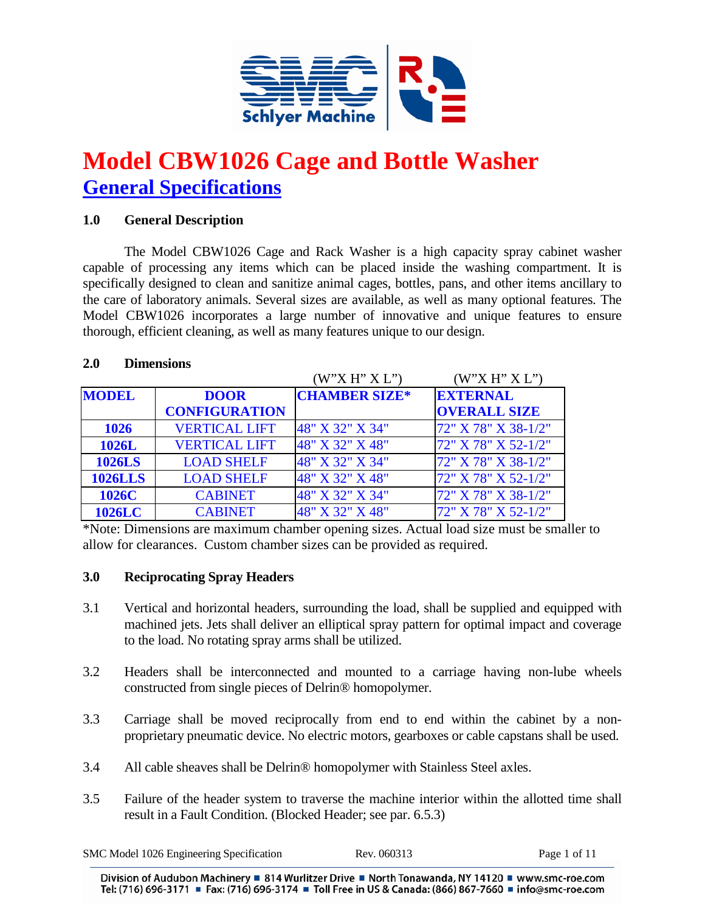# Model CBW1026 Cage and Bottle Washer

## General Specifications

### 1.0 General Description

The Model CBW1026 Cage and Rack Washer is a high capacity spray cabinet washer capable of processing any items which can be placed inside the washing compartment. It is specifically designed to clean and sanitize animal cages, bottles, pans, and other items ancillary to the care of laboratory animals. Several sizes are available, as well as many optional features. The Model CBW1026 incorporates a large number of innovative and unique features to ensure thorough, efficient cleaning, as well as many features unique to our design.

### 2.0 Dimensions

| MODEL | DOOR CONFIGURATION | CHAMBER SIZE* (W"X H" X L") | EXTERNAL OVERALL SIZE (W"X H" X L") |
|---|---|---|---|
| **1026** | VERTICAL LIFT | 48" X 32" X 34" | 72" X 78" X 38-1/2" |
| **1026L** | VERTICAL LIFT | 48" X 32" X 48" | 72" X 78" X 52-1/2" |
| **1026LS** | LOAD SHELF | 48" X 32" X 34" | 72" X 78" X 38-1/2" |
| **1026LLS** | LOAD SHELF | 48" X 32" X 48" | 72" X 78" X 52-1/2" |
| **1026C** | CABINET | 48" X 32" X 34" | 72" X 78" X 38-1/2" |
| **1026LC** | CABINET | 48" X 32" X 48" | 72" X 78" X 52-1/2" |

*Note: Dimensions are maximum chamber opening sizes. Actual load size must be smaller to allow for clearances. Custom chamber sizes can be provided as required.

### 3.0 Reciprocating Spray Headers

3.1 Vertical and horizontal headers, surrounding the load, shall be supplied and equipped with machined jets. Jets shall deliver an elliptical spray pattern for optimal impact and coverage to the load. No rotating spray arms shall be utilized.

3.2 Headers shall be interconnected and mounted to a carriage having non-lube wheels constructed from single pieces of Delrin® homopolymer.

3.3 Carriage shall be moved reciprocally from end to end within the cabinet by a non-proprietary pneumatic device. No electric motors, gearboxes or cable capstans shall be used.

3.4 All cable sheaves shall be Delrin® homopolymer with Stainless Steel axles.

3.5 Failure of the header system to traverse the machine interior within the allotted time shall result in a Fault Condition. (Blocked Header; see par. 6.5.3)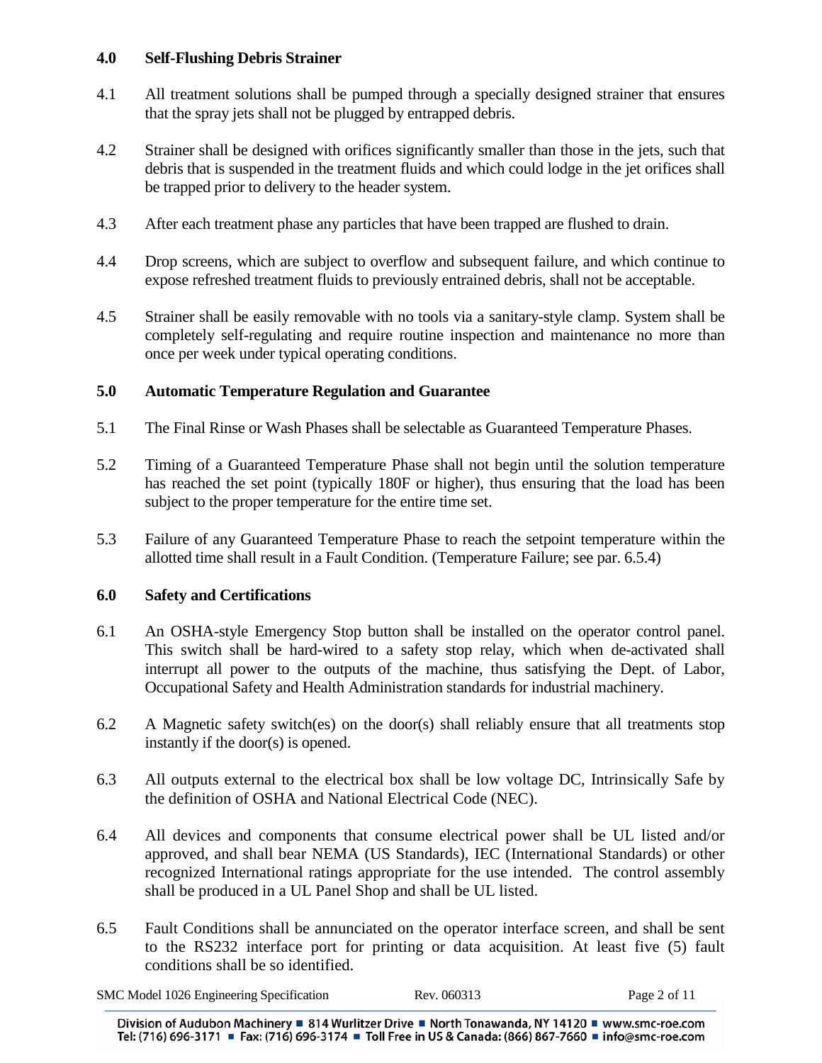## 4.0 Self-Flushing Debris Strainer

4.1 All treatment solutions shall be pumped through a specially designed strainer that ensures that the spray jets shall not be plugged by entrapped debris.

4.2 Strainer shall be designed with orifices significantly smaller than those in the jets, such that debris that is suspended in the treatment fluids and which could lodge in the jet orifices shall be trapped prior to delivery to the header system.

4.3 After each treatment phase any particles that have been trapped are flushed to drain.

4.4 Drop screens, which are subject to overflow and subsequent failure, and which continue to expose refreshed treatment fluids to previously entrained debris, shall not be acceptable.

4.5 Strainer shall be easily removable with no tools via a sanitary-style clamp. System shall be completely self-regulating and require routine inspection and maintenance no more than once per week under typical operating conditions.

## 5.0 Automatic Temperature Regulation and Guarantee

5.1 The Final Rinse or Wash Phases shall be selectable as Guaranteed Temperature Phases.

5.2 Timing of a Guaranteed Temperature Phase shall not begin until the solution temperature has reached the set point (typically 180F or higher), thus ensuring that the load has been subject to the proper temperature for the entire time set.

5.3 Failure of any Guaranteed Temperature Phase to reach the setpoint temperature within the allotted time shall result in a Fault Condition. (Temperature Failure; see par. 6.5.4)

## 6.0 Safety and Certifications

6.1 An OSHA-style Emergency Stop button shall be installed on the operator control panel. This switch shall be hard-wired to a safety stop relay, which when de-activated shall interrupt all power to the outputs of the machine, thus satisfying the Dept. of Labor, Occupational Safety and Health Administration standards for industrial machinery.

6.2 A Magnetic safety switch(es) on the door(s) shall reliably ensure that all treatments stop instantly if the door(s) is opened.

6.3 All outputs external to the electrical box shall be low voltage DC, Intrinsically Safe by the definition of OSHA and National Electrical Code (NEC).

6.4 All devices and components that consume electrical power shall be UL listed and/or approved, and shall bear NEMA (US Standards), IEC (International Standards) or other recognized International ratings appropriate for the use intended. The control assembly shall be produced in a UL Panel Shop and shall be UL listed.

6.5 Fault Conditions shall be annunciated on the operator interface screen, and shall be sent to the RS232 interface port for printing or data acquisition. At least five (5) fault conditions shall be so identified.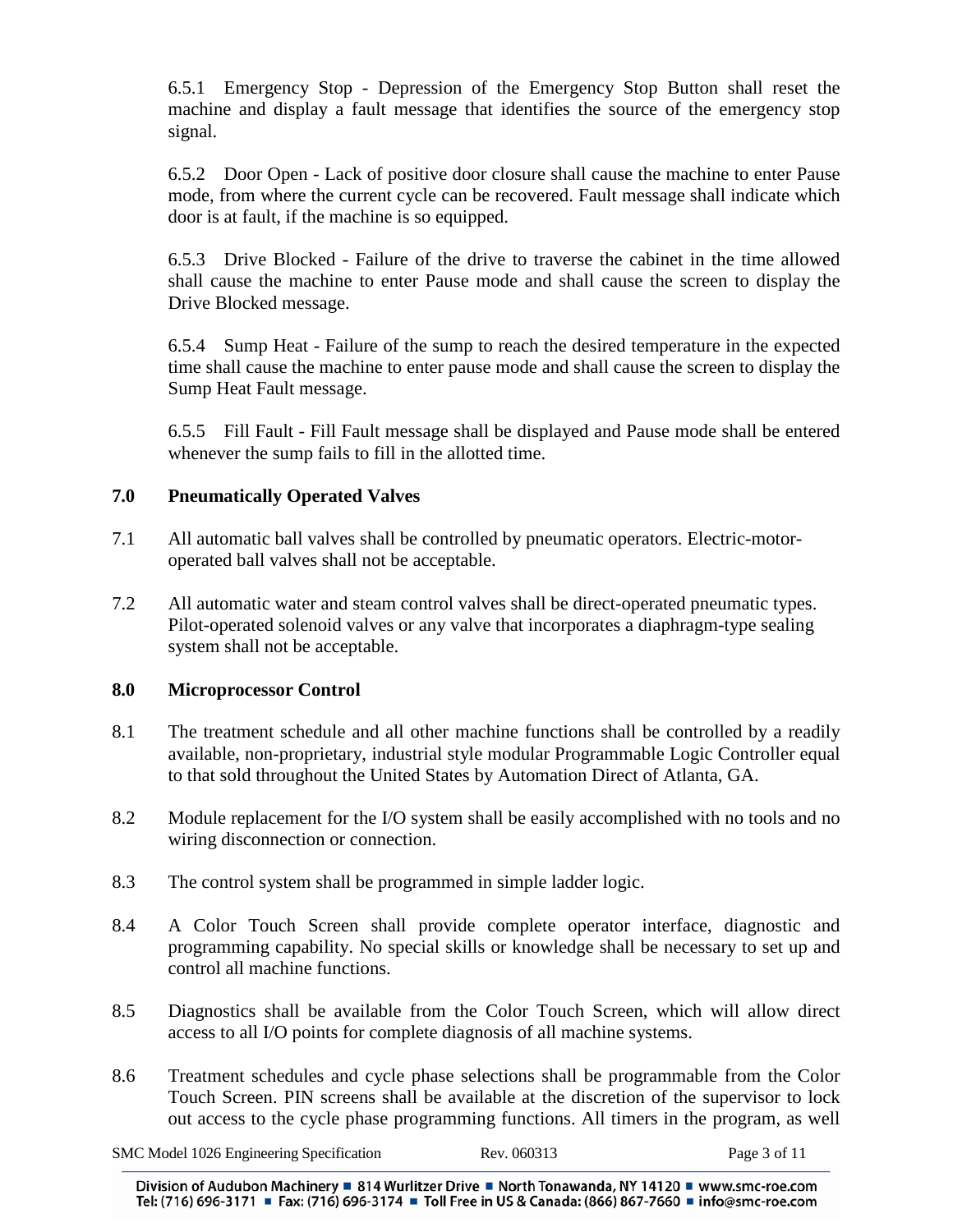6.5.1 Emergency Stop - Depression of the Emergency Stop Button shall reset the machine and display a fault message that identifies the source of the emergency stop signal.

6.5.2 Door Open - Lack of positive door closure shall cause the machine to enter Pause mode, from where the current cycle can be recovered. Fault message shall indicate which door is at fault, if the machine is so equipped.

6.5.3 Drive Blocked - Failure of the drive to traverse the cabinet in the time allowed shall cause the machine to enter Pause mode and shall cause the screen to display the Drive Blocked message.

6.5.4 Sump Heat - Failure of the sump to reach the desired temperature in the expected time shall cause the machine to enter pause mode and shall cause the screen to display the Sump Heat Fault message.

6.5.5 Fill Fault - Fill Fault message shall be displayed and Pause mode shall be entered whenever the sump fails to fill in the allotted time.

## 7.0 Pneumatically Operated Valves

7.1 All automatic ball valves shall be controlled by pneumatic operators. Electric-motor-operated ball valves shall not be acceptable.

7.2 All automatic water and steam control valves shall be direct-operated pneumatic types. Pilot-operated solenoid valves or any valve that incorporates a diaphragm-type sealing system shall not be acceptable.

## 8.0 Microprocessor Control

8.1 The treatment schedule and all other machine functions shall be controlled by a readily available, non-proprietary, industrial style modular Programmable Logic Controller equal to that sold throughout the United States by Automation Direct of Atlanta, GA.

8.2 Module replacement for the I/O system shall be easily accomplished with no tools and no wiring disconnection or connection.

8.3 The control system shall be programmed in simple ladder logic.

8.4 A Color Touch Screen shall provide complete operator interface, diagnostic and programming capability. No special skills or knowledge shall be necessary to set up and control all machine functions.

8.5 Diagnostics shall be available from the Color Touch Screen, which will allow direct access to all I/O points for complete diagnosis of all machine systems.

8.6 Treatment schedules and cycle phase selections shall be programmable from the Color Touch Screen. PIN screens shall be available at the discretion of the supervisor to lock out access to the cycle phase programming functions. All timers in the program, as well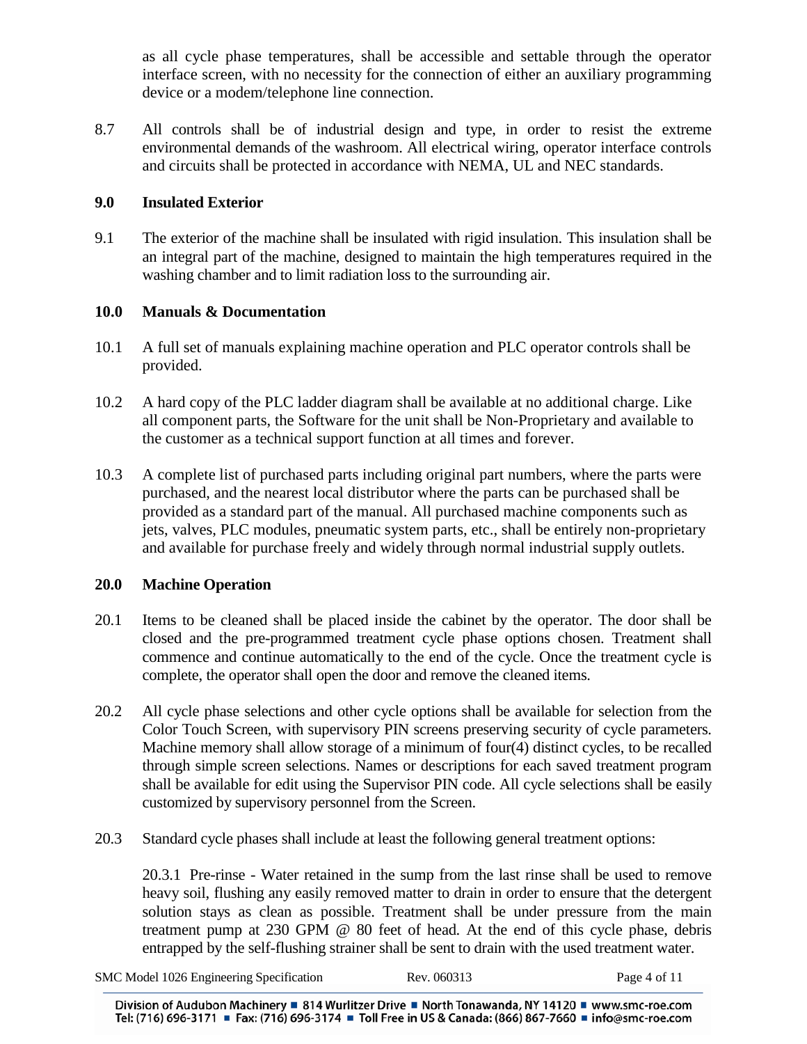as all cycle phase temperatures, shall be accessible and settable through the operator interface screen, with no necessity for the connection of either an auxiliary programming device or a modem/telephone line connection.

8.7 All controls shall be of industrial design and type, in order to resist the extreme environmental demands of the washroom. All electrical wiring, operator interface controls and circuits shall be protected in accordance with NEMA, UL and NEC standards.

## 9.0 Insulated Exterior

9.1 The exterior of the machine shall be insulated with rigid insulation. This insulation shall be an integral part of the machine, designed to maintain the high temperatures required in the washing chamber and to limit radiation loss to the surrounding air.

## 10.0 Manuals & Documentation

10.1 A full set of manuals explaining machine operation and PLC operator controls shall be provided.

10.2 A hard copy of the PLC ladder diagram shall be available at no additional charge. Like all component parts, the Software for the unit shall be Non-Proprietary and available to the customer as a technical support function at all times and forever.

10.3 A complete list of purchased parts including original part numbers, where the parts were purchased, and the nearest local distributor where the parts can be purchased shall be provided as a standard part of the manual. All purchased machine components such as jets, valves, PLC modules, pneumatic system parts, etc., shall be entirely non-proprietary and available for purchase freely and widely through normal industrial supply outlets.

## 20.0 Machine Operation

20.1 Items to be cleaned shall be placed inside the cabinet by the operator. The door shall be closed and the pre-programmed treatment cycle phase options chosen. Treatment shall commence and continue automatically to the end of the cycle. Once the treatment cycle is complete, the operator shall open the door and remove the cleaned items.

20.2 All cycle phase selections and other cycle options shall be available for selection from the Color Touch Screen, with supervisory PIN screens preserving security of cycle parameters. Machine memory shall allow storage of a minimum of four(4) distinct cycles, to be recalled through simple screen selections. Names or descriptions for each saved treatment program shall be available for edit using the Supervisor PIN code. All cycle selections shall be easily customized by supervisory personnel from the Screen.

20.3 Standard cycle phases shall include at least the following general treatment options:

20.3.1 Pre-rinse - Water retained in the sump from the last rinse shall be used to remove heavy soil, flushing any easily removed matter to drain in order to ensure that the detergent solution stays as clean as possible. Treatment shall be under pressure from the main treatment pump at 230 GPM @ 80 feet of head. At the end of this cycle phase, debris entrapped by the self-flushing strainer shall be sent to drain with the used treatment water.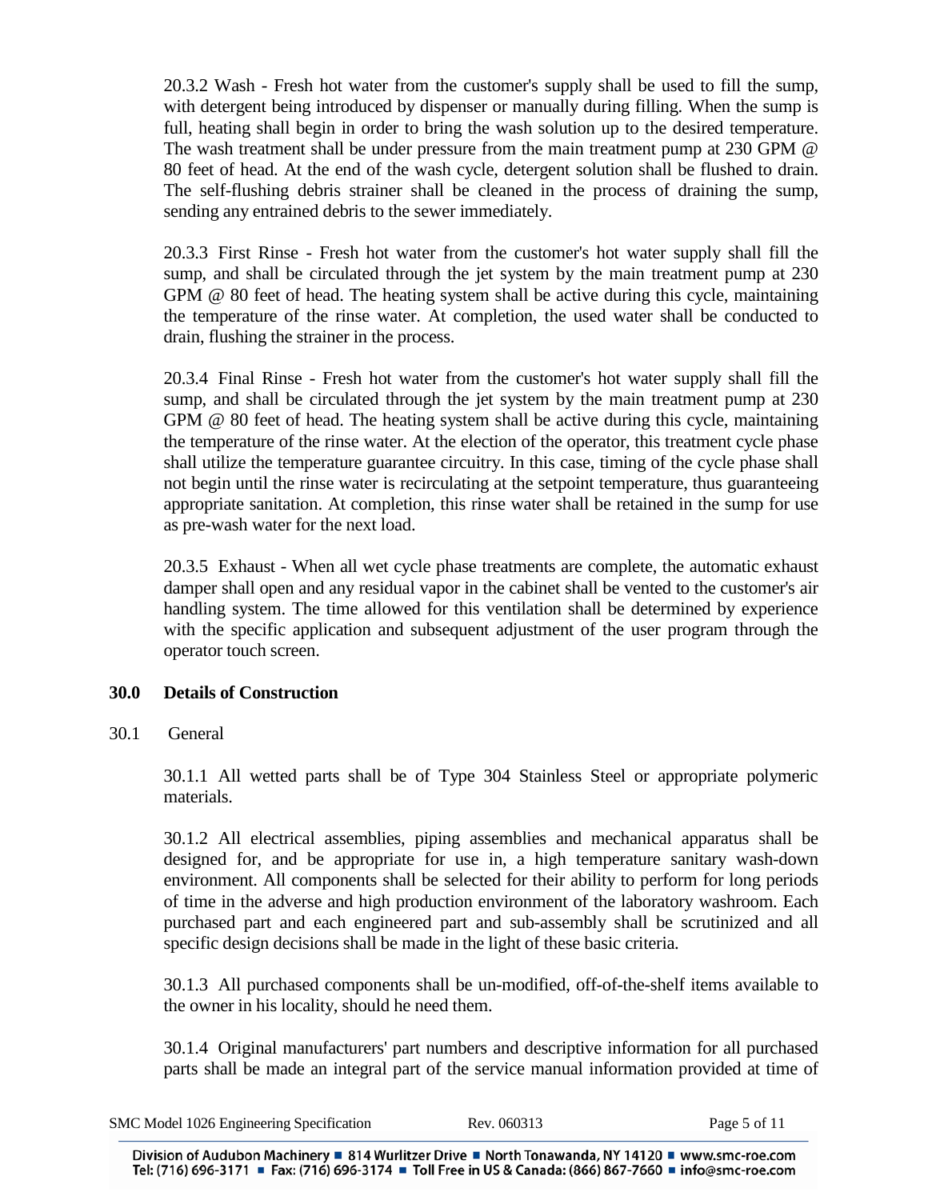20.3.2 Wash - Fresh hot water from the customer's supply shall be used to fill the sump, with detergent being introduced by dispenser or manually during filling. When the sump is full, heating shall begin in order to bring the wash solution up to the desired temperature. The wash treatment shall be under pressure from the main treatment pump at 230 GPM @ 80 feet of head. At the end of the wash cycle, detergent solution shall be flushed to drain. The self-flushing debris strainer shall be cleaned in the process of draining the sump, sending any entrained debris to the sewer immediately.

20.3.3 First Rinse - Fresh hot water from the customer's hot water supply shall fill the sump, and shall be circulated through the jet system by the main treatment pump at 230 GPM @ 80 feet of head. The heating system shall be active during this cycle, maintaining the temperature of the rinse water. At completion, the used water shall be conducted to drain, flushing the strainer in the process.

20.3.4 Final Rinse - Fresh hot water from the customer's hot water supply shall fill the sump, and shall be circulated through the jet system by the main treatment pump at 230 GPM @ 80 feet of head. The heating system shall be active during this cycle, maintaining the temperature of the rinse water. At the election of the operator, this treatment cycle phase shall utilize the temperature guarantee circuitry. In this case, timing of the cycle phase shall not begin until the rinse water is recirculating at the setpoint temperature, thus guaranteeing appropriate sanitation. At completion, this rinse water shall be retained in the sump for use as pre-wash water for the next load.

20.3.5 Exhaust - When all wet cycle phase treatments are complete, the automatic exhaust damper shall open and any residual vapor in the cabinet shall be vented to the customer's air handling system. The time allowed for this ventilation shall be determined by experience with the specific application and subsequent adjustment of the user program through the operator touch screen.

## 30.0 Details of Construction

30.1 General

30.1.1 All wetted parts shall be of Type 304 Stainless Steel or appropriate polymeric materials.

30.1.2 All electrical assemblies, piping assemblies and mechanical apparatus shall be designed for, and be appropriate for use in, a high temperature sanitary wash-down environment. All components shall be selected for their ability to perform for long periods of time in the adverse and high production environment of the laboratory washroom. Each purchased part and each engineered part and sub-assembly shall be scrutinized and all specific design decisions shall be made in the light of these basic criteria.

30.1.3 All purchased components shall be un-modified, off-of-the-shelf items available to the owner in his locality, should he need them.

30.1.4 Original manufacturers' part numbers and descriptive information for all purchased parts shall be made an integral part of the service manual information provided at time of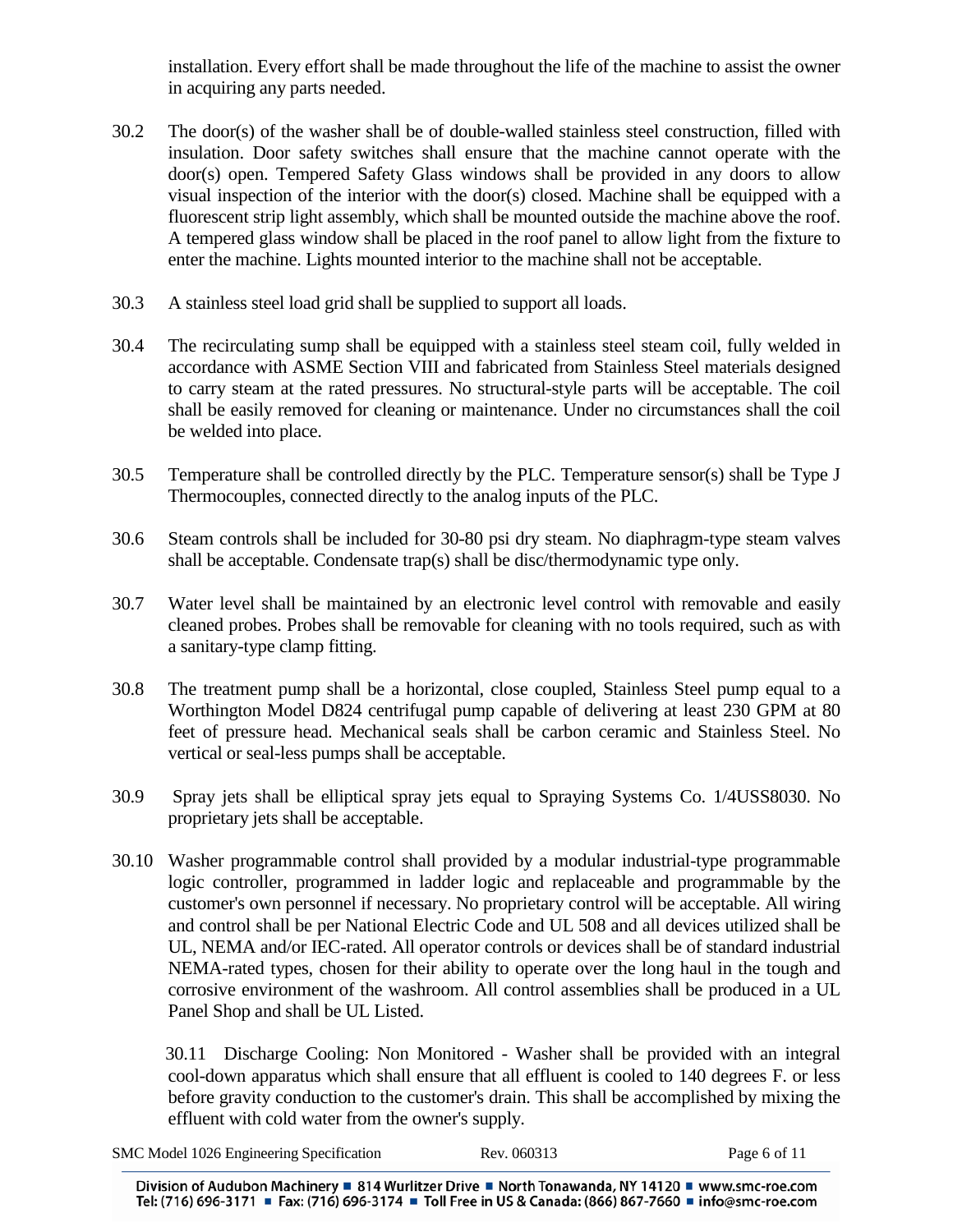installation. Every effort shall be made throughout the life of the machine to assist the owner in acquiring any parts needed.

30.2 The door(s) of the washer shall be of double-walled stainless steel construction, filled with insulation. Door safety switches shall ensure that the machine cannot operate with the door(s) open. Tempered Safety Glass windows shall be provided in any doors to allow visual inspection of the interior with the door(s) closed. Machine shall be equipped with a fluorescent strip light assembly, which shall be mounted outside the machine above the roof. A tempered glass window shall be placed in the roof panel to allow light from the fixture to enter the machine. Lights mounted interior to the machine shall not be acceptable.

30.3 A stainless steel load grid shall be supplied to support all loads.

30.4 The recirculating sump shall be equipped with a stainless steel steam coil, fully welded in accordance with ASME Section VIII and fabricated from Stainless Steel materials designed to carry steam at the rated pressures. No structural-style parts will be acceptable. The coil shall be easily removed for cleaning or maintenance. Under no circumstances shall the coil be welded into place.

30.5 Temperature shall be controlled directly by the PLC. Temperature sensor(s) shall be Type J Thermocouples, connected directly to the analog inputs of the PLC.

30.6 Steam controls shall be included for 30-80 psi dry steam. No diaphragm-type steam valves shall be acceptable. Condensate trap(s) shall be disc/thermodynamic type only.

30.7 Water level shall be maintained by an electronic level control with removable and easily cleaned probes. Probes shall be removable for cleaning with no tools required, such as with a sanitary-type clamp fitting.

30.8 The treatment pump shall be a horizontal, close coupled, Stainless Steel pump equal to a Worthington Model D824 centrifugal pump capable of delivering at least 230 GPM at 80 feet of pressure head. Mechanical seals shall be carbon ceramic and Stainless Steel. No vertical or seal-less pumps shall be acceptable.

30.9 Spray jets shall be elliptical spray jets equal to Spraying Systems Co. 1/4USS8030. No proprietary jets shall be acceptable.

30.10 Washer programmable control shall provided by a modular industrial-type programmable logic controller, programmed in ladder logic and replaceable and programmable by the customer's own personnel if necessary. No proprietary control will be acceptable. All wiring and control shall be per National Electric Code and UL 508 and all devices utilized shall be UL, NEMA and/or IEC-rated. All operator controls or devices shall be of standard industrial NEMA-rated types, chosen for their ability to operate over the long haul in the tough and corrosive environment of the washroom. All control assemblies shall be produced in a UL Panel Shop and shall be UL Listed.

30.11 Discharge Cooling: Non Monitored - Washer shall be provided with an integral cool-down apparatus which shall ensure that all effluent is cooled to 140 degrees F. or less before gravity conduction to the customer's drain. This shall be accomplished by mixing the effluent with cold water from the owner's supply.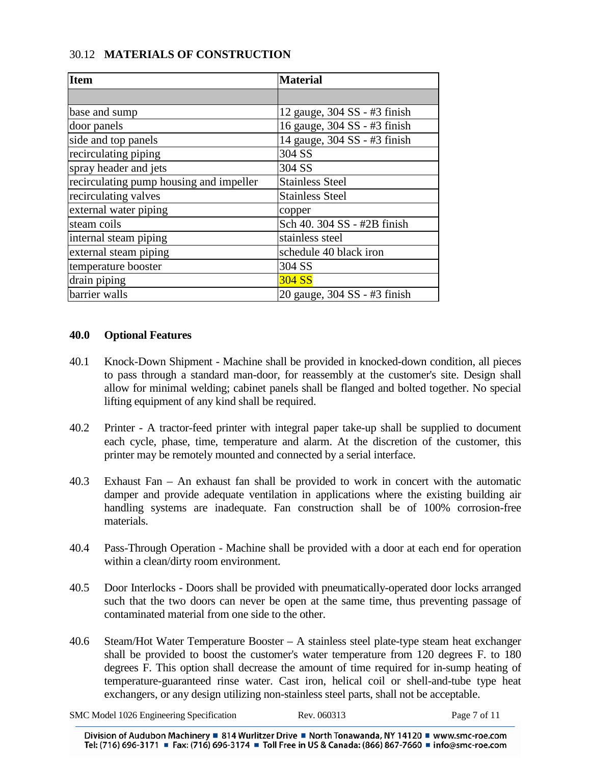### 30.12 MATERIALS OF CONSTRUCTION

| Item | Material |
|---|---|
| | |
| base and sump | 12 gauge, 304 SS - #3 finish |
| door panels | 16 gauge, 304 SS - #3 finish |
| side and top panels | 14 gauge, 304 SS - #3 finish |
| recirculating piping | 304 SS |
| spray header and jets | 304 SS |
| recirculating pump housing and impeller | Stainless Steel |
| recirculating valves | Stainless Steel |
| external water piping | copper |
| steam coils | Sch 40. 304 SS - #2B finish |
| internal steam piping | stainless steel |
| external steam piping | schedule 40 black iron |
| temperature booster | 304 SS |
| drain piping | 304 SS |
| barrier walls | 20 gauge, 304 SS - #3 finish |

## 40.0 Optional Features

40.1 Knock-Down Shipment - Machine shall be provided in knocked-down condition, all pieces to pass through a standard man-door, for reassembly at the customer's site. Design shall allow for minimal welding; cabinet panels shall be flanged and bolted together. No special lifting equipment of any kind shall be required.

40.2 Printer - A tractor-feed printer with integral paper take-up shall be supplied to document each cycle, phase, time, temperature and alarm. At the discretion of the customer, this printer may be remotely mounted and connected by a serial interface.

40.3 Exhaust Fan – An exhaust fan shall be provided to work in concert with the automatic damper and provide adequate ventilation in applications where the existing building air handling systems are inadequate. Fan construction shall be of 100% corrosion-free materials.

40.4 Pass-Through Operation - Machine shall be provided with a door at each end for operation within a clean/dirty room environment.

40.5 Door Interlocks - Doors shall be provided with pneumatically-operated door locks arranged such that the two doors can never be open at the same time, thus preventing passage of contaminated material from one side to the other.

40.6 Steam/Hot Water Temperature Booster – A stainless steel plate-type steam heat exchanger shall be provided to boost the customer's water temperature from 120 degrees F. to 180 degrees F. This option shall decrease the amount of time required for in-sump heating of temperature-guaranteed rinse water. Cast iron, helical coil or shell-and-tube type heat exchangers, or any design utilizing non-stainless steel parts, shall not be acceptable.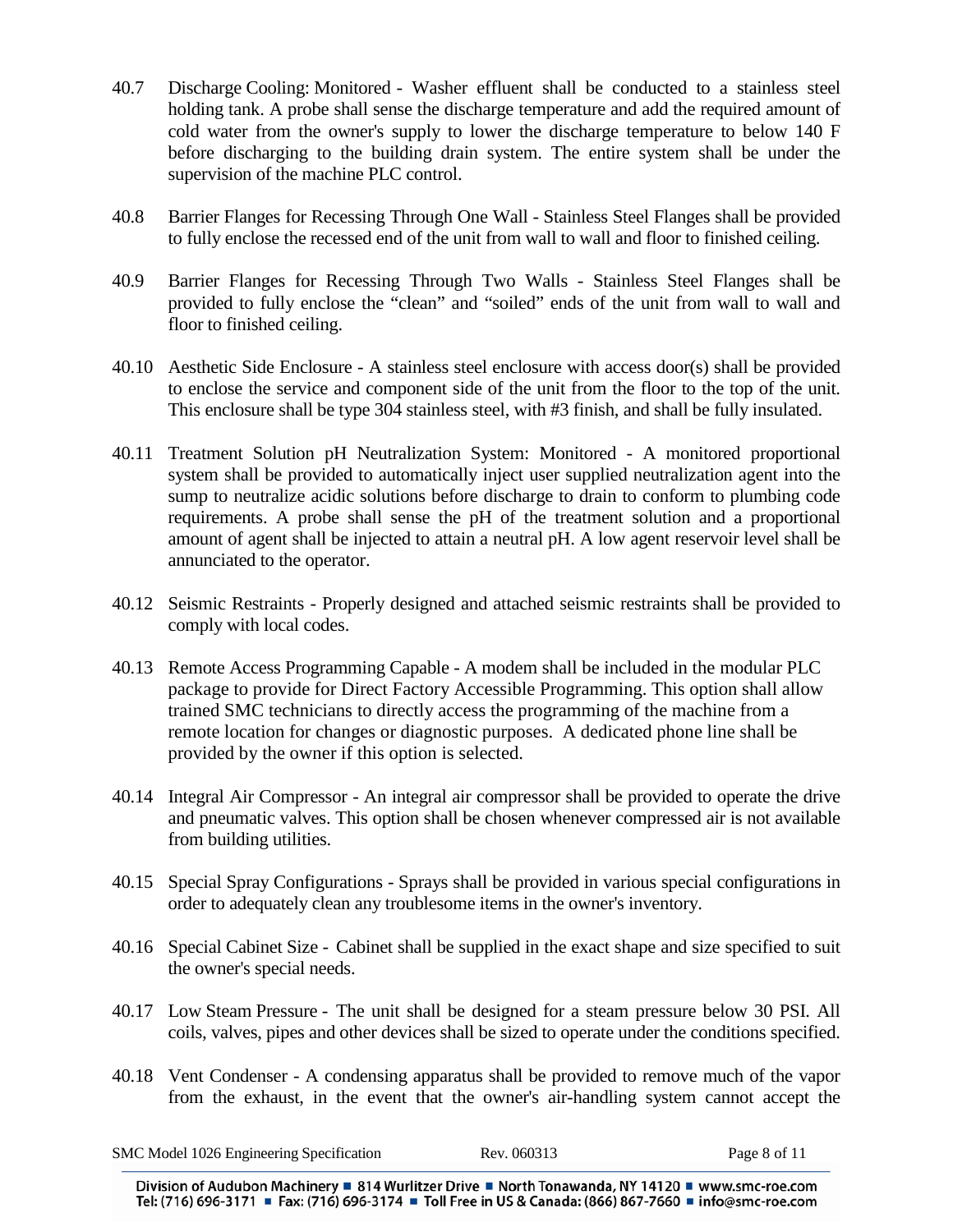40.7 Discharge Cooling: Monitored - Washer effluent shall be conducted to a stainless steel holding tank. A probe shall sense the discharge temperature and add the required amount of cold water from the owner's supply to lower the discharge temperature to below 140 F before discharging to the building drain system. The entire system shall be under the supervision of the machine PLC control.

40.8 Barrier Flanges for Recessing Through One Wall - Stainless Steel Flanges shall be provided to fully enclose the recessed end of the unit from wall to wall and floor to finished ceiling.

40.9 Barrier Flanges for Recessing Through Two Walls - Stainless Steel Flanges shall be provided to fully enclose the "clean" and "soiled" ends of the unit from wall to wall and floor to finished ceiling.

40.10 Aesthetic Side Enclosure - A stainless steel enclosure with access door(s) shall be provided to enclose the service and component side of the unit from the floor to the top of the unit. This enclosure shall be type 304 stainless steel, with #3 finish, and shall be fully insulated.

40.11 Treatment Solution pH Neutralization System: Monitored - A monitored proportional system shall be provided to automatically inject user supplied neutralization agent into the sump to neutralize acidic solutions before discharge to drain to conform to plumbing code requirements. A probe shall sense the pH of the treatment solution and a proportional amount of agent shall be injected to attain a neutral pH. A low agent reservoir level shall be annunciated to the operator.

40.12 Seismic Restraints - Properly designed and attached seismic restraints shall be provided to comply with local codes.

40.13 Remote Access Programming Capable - A modem shall be included in the modular PLC package to provide for Direct Factory Accessible Programming. This option shall allow trained SMC technicians to directly access the programming of the machine from a remote location for changes or diagnostic purposes. A dedicated phone line shall be provided by the owner if this option is selected.

40.14 Integral Air Compressor - An integral air compressor shall be provided to operate the drive and pneumatic valves. This option shall be chosen whenever compressed air is not available from building utilities.

40.15 Special Spray Configurations - Sprays shall be provided in various special configurations in order to adequately clean any troublesome items in the owner's inventory.

40.16 Special Cabinet Size - Cabinet shall be supplied in the exact shape and size specified to suit the owner's special needs.

40.17 Low Steam Pressure - The unit shall be designed for a steam pressure below 30 PSI. All coils, valves, pipes and other devices shall be sized to operate under the conditions specified.

40.18 Vent Condenser - A condensing apparatus shall be provided to remove much of the vapor from the exhaust, in the event that the owner's air-handling system cannot accept the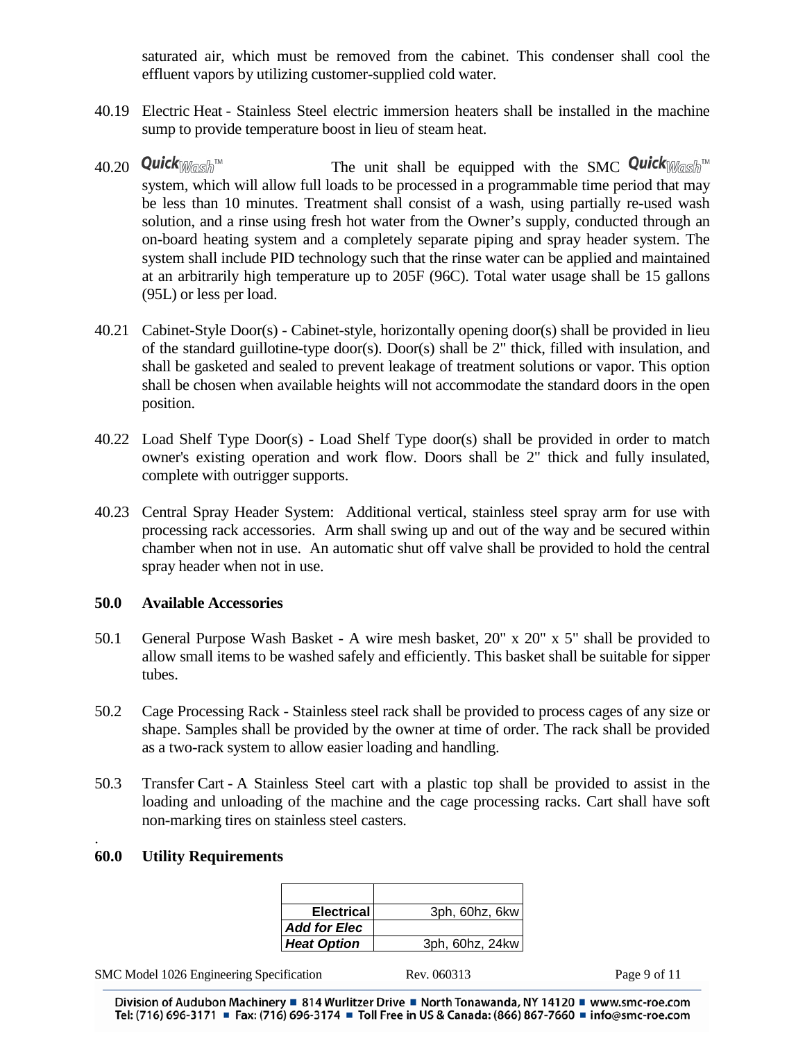saturated air, which must be removed from the cabinet. This condenser shall cool the effluent vapors by utilizing customer-supplied cold water.

40.19 Electric Heat - Stainless Steel electric immersion heaters shall be installed in the machine sump to provide temperature boost in lieu of steam heat.

40.20 **Quick***Wash*™ The unit shall be equipped with the SMC **Quick***Wash*™ system, which will allow full loads to be processed in a programmable time period that may be less than 10 minutes. Treatment shall consist of a wash, using partially re-used wash solution, and a rinse using fresh hot water from the Owner's supply, conducted through an on-board heating system and a completely separate piping and spray header system. The system shall include PID technology such that the rinse water can be applied and maintained at an arbitrarily high temperature up to 205F (96C). Total water usage shall be 15 gallons (95L) or less per load.

40.21 Cabinet-Style Door(s) - Cabinet-style, horizontally opening door(s) shall be provided in lieu of the standard guillotine-type door(s). Door(s) shall be 2" thick, filled with insulation, and shall be gasketed and sealed to prevent leakage of treatment solutions or vapor. This option shall be chosen when available heights will not accommodate the standard doors in the open position.

40.22 Load Shelf Type Door(s) - Load Shelf Type door(s) shall be provided in order to match owner's existing operation and work flow. Doors shall be 2" thick and fully insulated, complete with outrigger supports.

40.23 Central Spray Header System: Additional vertical, stainless steel spray arm for use with processing rack accessories. Arm shall swing up and out of the way and be secured within chamber when not in use. An automatic shut off valve shall be provided to hold the central spray header when not in use.

## 50.0 Available Accessories

50.1 General Purpose Wash Basket - A wire mesh basket, 20" x 20" x 5" shall be provided to allow small items to be washed safely and efficiently. This basket shall be suitable for sipper tubes.

50.2 Cage Processing Rack - Stainless steel rack shall be provided to process cages of any size or shape. Samples shall be provided by the owner at time of order. The rack shall be provided as a two-rack system to allow easier loading and handling.

50.3 Transfer Cart - A Stainless Steel cart with a plastic top shall be provided to assist in the loading and unloading of the machine and the cage processing racks. Cart shall have soft non-marking tires on stainless steel casters.

## 60.0 Utility Requirements

| | |
|---|---|
| **Electrical** | 3ph, 60hz, 6kw |
| ***Add for Elec*** | |
| ***Heat Option*** | 3ph, 60hz, 24kw |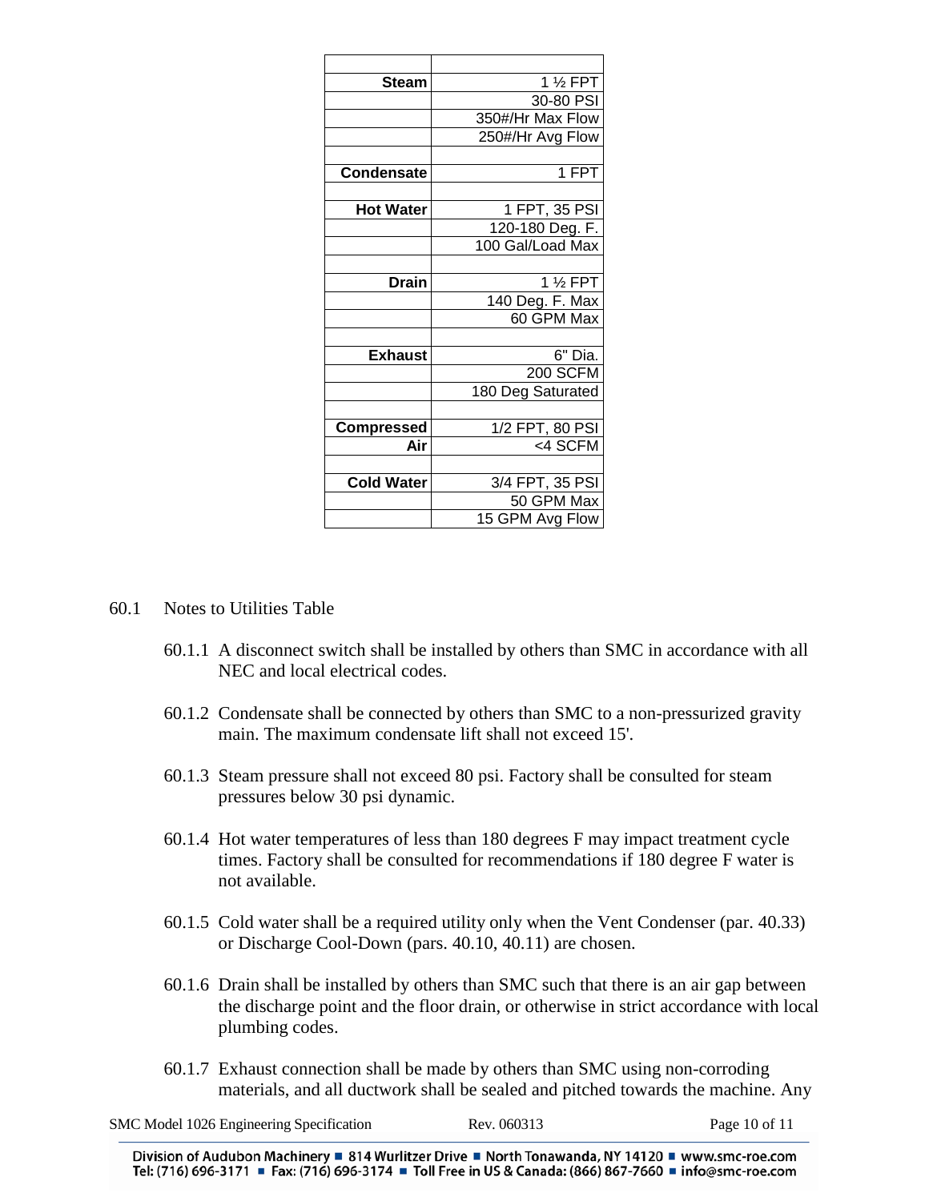| | |
|---|---|
| **Steam** | 1 ½ FPT |
| | 30-80 PSI |
| | 350#/Hr Max Flow |
| | 250#/Hr Avg Flow |
| | |
| **Condensate** | 1 FPT |
| | |
| **Hot Water** | 1 FPT, 35 PSI |
| | 120-180 Deg. F. |
| | 100 Gal/Load Max |
| | |
| **Drain** | 1 ½ FPT |
| | 140 Deg. F. Max |
| | 60 GPM Max |
| | |
| **Exhaust** | 6" Dia. |
| | 200 SCFM |
| | 180 Deg Saturated |
| | |
| **Compressed** | 1/2 FPT, 80 PSI |
| **Air** | <4 SCFM |
| | |
| **Cold Water** | 3/4 FPT, 35 PSI |
| | 50 GPM Max |
| | 15 GPM Avg Flow |

60.1 Notes to Utilities Table

60.1.1 A disconnect switch shall be installed by others than SMC in accordance with all NEC and local electrical codes.

60.1.2 Condensate shall be connected by others than SMC to a non-pressurized gravity main. The maximum condensate lift shall not exceed 15'.

60.1.3 Steam pressure shall not exceed 80 psi. Factory shall be consulted for steam pressures below 30 psi dynamic.

60.1.4 Hot water temperatures of less than 180 degrees F may impact treatment cycle times. Factory shall be consulted for recommendations if 180 degree F water is not available.

60.1.5 Cold water shall be a required utility only when the Vent Condenser (par. 40.33) or Discharge Cool-Down (pars. 40.10, 40.11) are chosen.

60.1.6 Drain shall be installed by others than SMC such that there is an air gap between the discharge point and the floor drain, or otherwise in strict accordance with local plumbing codes.

60.1.7 Exhaust connection shall be made by others than SMC using non-corroding materials, and all ductwork shall be sealed and pitched towards the machine. Any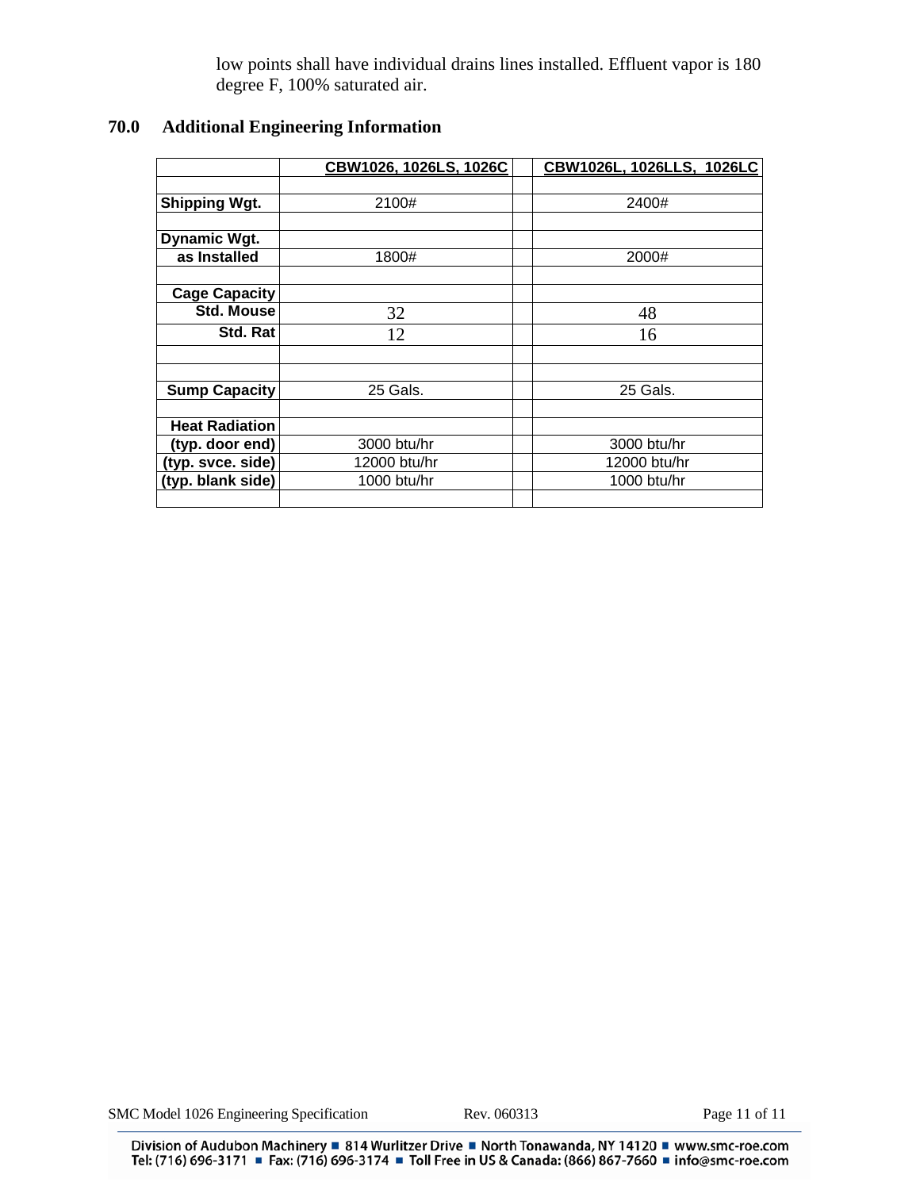low points shall have individual drains lines installed. Effluent vapor is 180 degree F, 100% saturated air.

## 70.0 Additional Engineering Information

| | CBW1026, 1026LS, 1026C | | CBW1026L, 1026LLS, 1026LC |
|---|---|---|---|
| | | | |
| **Shipping Wgt.** | 2100# | | 2400# |
| | | | |
| **Dynamic Wgt.** | | | |
| **as Installed** | 1800# | | 2000# |
| | | | |
| **Cage Capacity** | | | |
| **Std. Mouse** | 32 | | 48 |
| **Std. Rat** | 12 | | 16 |
| | | | |
| | | | |
| **Sump Capacity** | 25 Gals. | | 25 Gals. |
| | | | |
| **Heat Radiation** | | | |
| **(typ. door end)** | 3000 btu/hr | | 3000 btu/hr |
| **(typ. svce. side)** | 12000 btu/hr | | 12000 btu/hr |
| **(typ. blank side)** | 1000 btu/hr | | 1000 btu/hr |
| | | | |